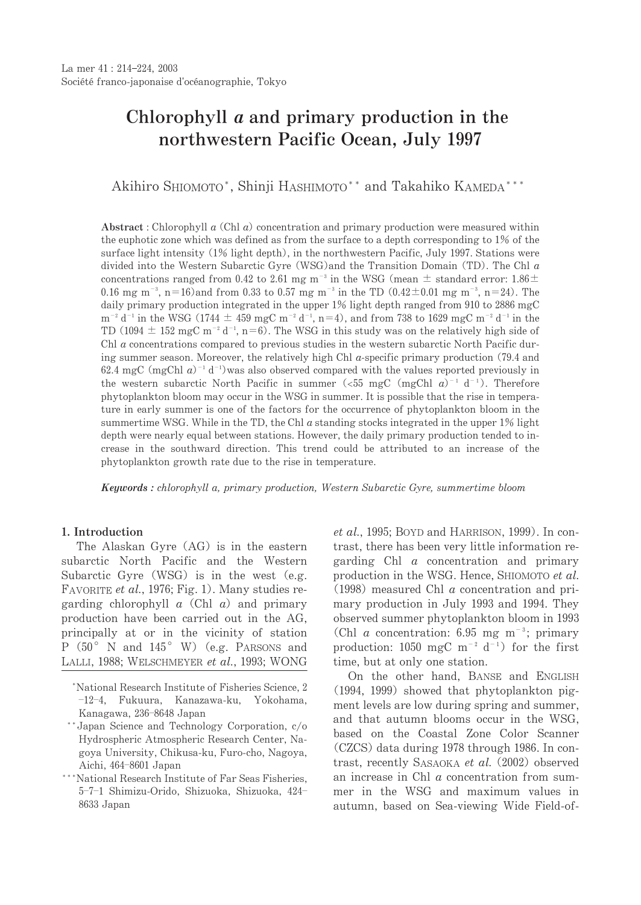La mer 41 : 214–224, 2003
Société franco-japonaise d'océanographie, Tokyo

# Chlorophyll *a* and primary production in the northwestern Pacific Ocean, July 1997

Akihiro SHIOMOTO[*], Shinji HASHIMOTO[**] and Takahiko KAMEDA[***]

**Abstract** : Chlorophyll *a* (Chl *a*) concentration and primary production were measured within the euphotic zone which was defined as from the surface to a depth corresponding to 1% of the surface light intensity (1% light depth), in the northwestern Pacific, July 1997. Stations were divided into the Western Subarctic Gyre (WSG) and the Transition Domain (TD). The Chl *a* concentrations ranged from 0.42 to 2.61 mg $m^{-3}$ in the WSG (mean ± standard error: 1.86 ± 0.16 mg $m^{-3}$, n=16) and from 0.33 to 0.57 mg $m^{-3}$ in the TD (0.42 ± 0.01 mg $m^{-3}$, n=24). The daily primary production integrated in the upper 1% light depth ranged from 910 to 2886 mgC $m^{-2}$ $d^{-1}$ in the WSG (1744 ± 459 mgC $m^{-2}$ $d^{-1}$, n=4), and from 738 to 1629 mgC $m^{-2}$ $d^{-1}$ in the TD (1094 ± 152 mgC $m^{-2}$ $d^{-1}$, n=6). The WSG in this study was on the relatively high side of Chl *a* concentrations compared to previous studies in the western subarctic North Pacific during summer season. Moreover, the relatively high Chl *a*-specific primary production (79.4 and 62.4 mgC (mgChl *a*)$^{-1}$ $d^{-1}$) was also observed compared with the values reported previously in the western subarctic North Pacific in summer (<55 mgC (mgChl *a*)$^{-1}$ $d^{-1}$). Therefore phytoplankton bloom may occur in the WSG in summer. It is possible that the rise in temperature in early summer is one of the factors for the occurrence of phytoplankton bloom in the summertime WSG. While in the TD, the Chl *a* standing stocks integrated in the upper 1% light depth were nearly equal between stations. However, the daily primary production tended to increase in the southward direction. This trend could be attributed to an increase of the phytoplankton growth rate due to the rise in temperature.

***Keywords :** chlorophyll a, primary production, Western Subarctic Gyre, summertime bloom*

## 1. Introduction

The Alaskan Gyre (AG) is in the eastern subarctic North Pacific and the Western Subarctic Gyre (WSG) is in the west (e.g. FAVORITE *et al.*, 1976; Fig. 1). Many studies regarding chlorophyll *a* (Chl *a*) and primary production have been carried out in the AG, principally at or in the vicinity of station P (50° N and 145° W) (e.g. PARSONS and LALLI, 1988; WELSCHMEYER *et al.*, 1993; WONG *et al.*, 1995; BOYD and HARRISON, 1999). In contrast, there has been very little information regarding Chl *a* concentration and primary production in the WSG. Hence, SHIOMOTO *et al.* (1998) measured Chl *a* concentration and primary production in July 1993 and 1994. They observed summer phytoplankton bloom in 1993 (Chl *a* concentration: 6.95 mg $m^{-3}$; primary production: 1050 mgC $m^{-2}$ $d^{-1}$) for the first time, but at only one station.

On the other hand, BANSE and ENGLISH (1994, 1999) showed that phytoplankton pigment levels are low during spring and summer, and that autumn blooms occur in the WSG, based on the Coastal Zone Color Scanner (CZCS) data during 1978 through 1986. In contrast, recently SASAOKA *et al.* (2002) observed an increase in Chl *a* concentration from summer in the WSG and maximum values in autumn, based on Sea-viewing Wide Field-of-

[*]National Research Institute of Fisheries Science, 2–12–4, Fukuura, Kanazawa-ku, Yokohama, Kanagawa, 236–8648 Japan

[**]Japan Science and Technology Corporation, c/o Hydrospheric Atmospheric Research Center, Nagoya University, Chikusa-ku, Furo-cho, Nagoya, Aichi, 464–8601 Japan

[***]National Research Institute of Far Seas Fisheries, 5–7–1 Shimizu-Orido, Shizuoka, Shizuoka, 424–8633 Japan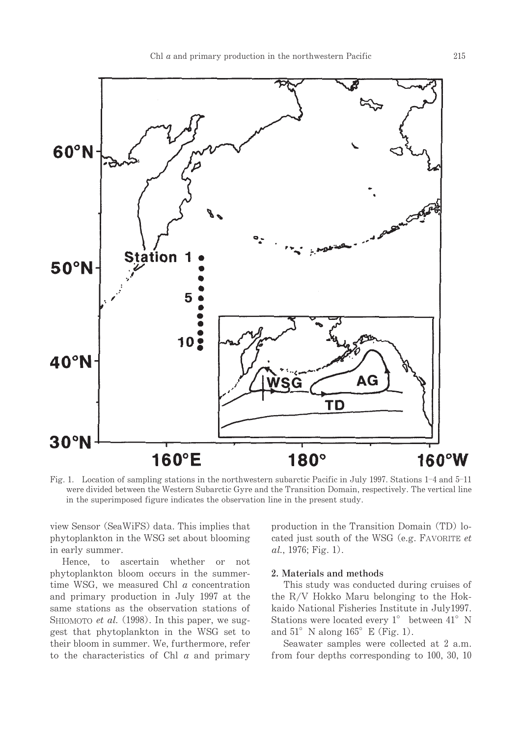Fig. 1. Location of sampling stations in the northwestern subarctic Pacific in July 1997. Stations 1–4 and 5–11 were divided between the Western Subarctic Gyre and the Transition Domain, respectively. The vertical line in the superimposed figure indicates the observation line in the present study.

view Sensor (SeaWiFS) data. This implies that phytoplankton in the WSG set about blooming in early summer.

Hence, to ascertain whether or not phytoplankton bloom occurs in the summertime WSG, we measured Chl *a* concentration and primary production in July 1997 at the same stations as the observation stations of SHIOMOTO *et al.* (1998). In this paper, we suggest that phytoplankton in the WSG set to their bloom in summer. We, furthermore, refer to the characteristics of Chl *a* and primary production in the Transition Domain (TD) located just south of the WSG (e.g. FAVORITE *et al.*, 1976; Fig. 1).

## 2. Materials and methods

This study was conducted during cruises of the R/V Hokko Maru belonging to the Hokkaido National Fisheries Institute in July1997. Stations were located every 1° between 41° N and 51° N along 165° E (Fig. 1).

Seawater samples were collected at 2 a.m. from four depths corresponding to 100, 30, 10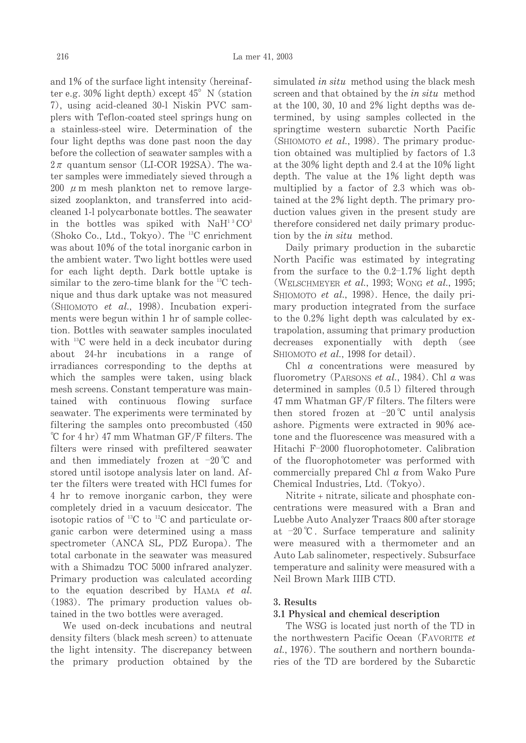and 1% of the surface light intensity (hereinafter e.g. 30% light depth) except 45° N (station 7), using acid-cleaned 30-l Niskin PVC samplers with Teflon-coated steel springs hung on a stainless-steel wire. Determination of the four light depths was done past noon the day before the collection of seawater samples with a $2\pi$ quantum sensor (LI-COR 192SA). The water samples were immediately sieved through a 200 $\mu$m mesh plankton net to remove large-sized zooplankton, and transferred into acid-cleaned 1-l polycarbonate bottles. The seawater in the bottles was spiked with $NaH^{13}CO^{3}$ (Shoko Co., Ltd., Tokyo). The $^{13}C$ enrichment was about 10% of the total inorganic carbon in the ambient water. Two light bottles were used for each light depth. Dark bottle uptake is similar to the zero-time blank for the $^{13}C$ technique and thus dark uptake was not measured (Shiomoto *et al*., 1998). Incubation experiments were begun within 1 hr of sample collection. Bottles with seawater samples inoculated with $^{13}C$ were held in a deck incubator during about 24-hr incubations in a range of irradiances corresponding to the depths at which the samples were taken, using black mesh screens. Constant temperature was maintained with continuous flowing surface seawater. The experiments were terminated by filtering the samples onto precombusted (450 ℃ for 4 hr) 47 mm Whatman GF/F filters. The filters were rinsed with prefiltered seawater and then immediately frozen at −20℃ and stored until isotope analysis later on land. After the filters were treated with HCl fumes for 4 hr to remove inorganic carbon, they were completely dried in a vacuum desiccator. The isotopic ratios of $^{13}C$ to $^{12}C$ and particulate organic carbon were determined using a mass spectrometer (ANCA SL, PDZ Europa). The total carbonate in the seawater was measured with a Shimadzu TOC 5000 infrared analyzer. Primary production was calculated according to the equation described by Hama *et al*. (1983). The primary production values obtained in the two bottles were averaged.

We used on-deck incubations and neutral density filters (black mesh screen) to attenuate the light intensity. The discrepancy between the primary production obtained by the simulated *in situ* method using the black mesh screen and that obtained by the *in situ* method at the 100, 30, 10 and 2% light depths was determined, by using samples collected in the springtime western subarctic North Pacific (Shiomoto *et al*., 1998). The primary production obtained was multiplied by factors of 1.3 at the 30% light depth and 2.4 at the 10% light depth. The value at the 1% light depth was multiplied by a factor of 2.3 which was obtained at the 2% light depth. The primary production values given in the present study are therefore considered net daily primary production by the *in situ* method.

Daily primary production in the subarctic North Pacific was estimated by integrating from the surface to the 0.2–1.7% light depth (Welschmeyer *et al*., 1993; Wong *et al*., 1995; Shiomoto *et al*., 1998). Hence, the daily primary production integrated from the surface to the 0.2% light depth was calculated by extrapolation, assuming that primary production decreases exponentially with depth (see Shiomoto *et al*., 1998 for detail).

Chl *a* concentrations were measured by fluorometry (Parsons *et al*., 1984). Chl *a* was determined in samples (0.5 l) filtered through 47 mm Whatman GF/F filters. The filters were then stored frozen at −20℃ until analysis ashore. Pigments were extracted in 90% acetone and the fluorescence was measured with a Hitachi F-2000 fluorophotometer. Calibration of the fluorophotometer was performed with commercially prepared Chl *a* from Wako Pure Chemical Industries, Ltd. (Tokyo).

Nitrite + nitrate, silicate and phosphate concentrations were measured with a Bran and Luebbe Auto Analyzer Traacs 800 after storage at −20℃. Surface temperature and salinity were measured with a thermometer and an Auto Lab salinometer, respectively. Subsurface temperature and salinity were measured with a Neil Brown Mark IIIB CTD.

## 3. Results

### 3.1 Physical and chemical description

The WSG is located just north of the TD in the northwestern Pacific Ocean (Favorite *et al*., 1976). The southern and northern boundaries of the TD are bordered by the Subarctic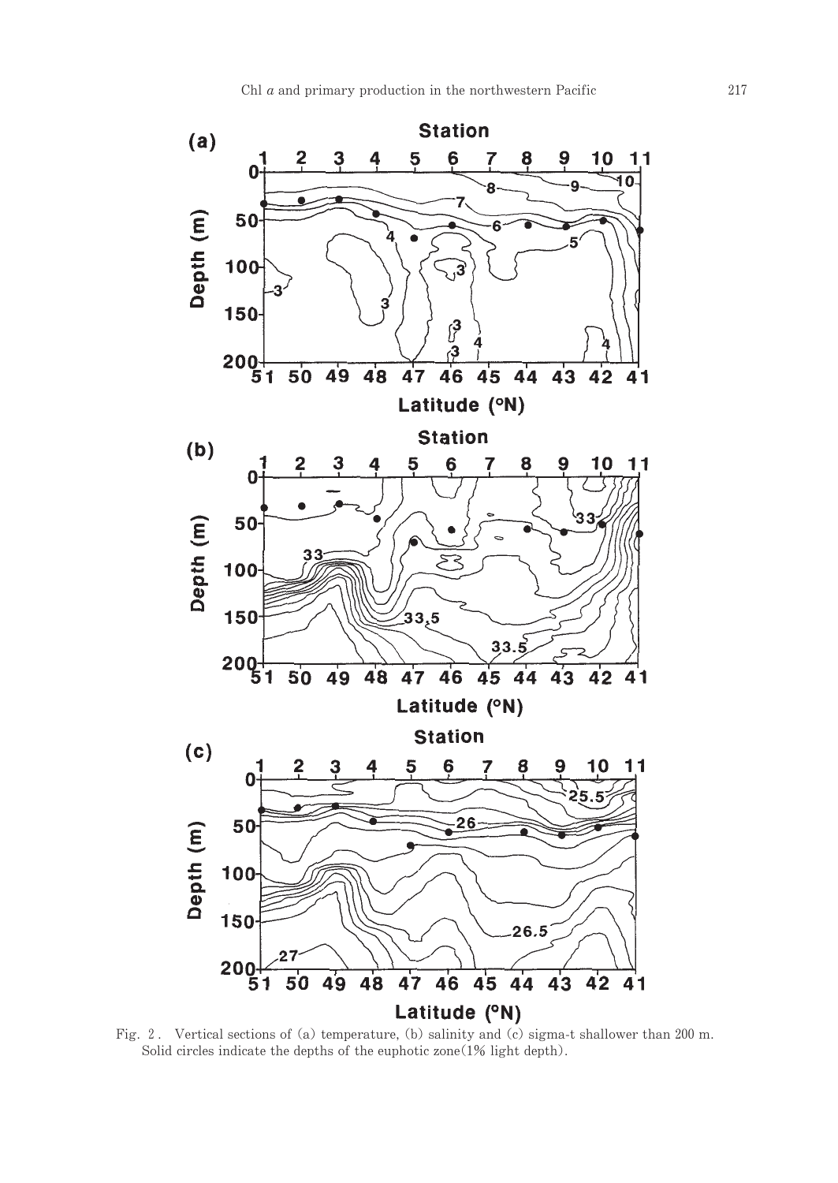Fig. 2. Vertical sections of (a) temperature, (b) salinity and (c) sigma-t shallower than 200 m. Solid circles indicate the depths of the euphotic zone (1% light depth).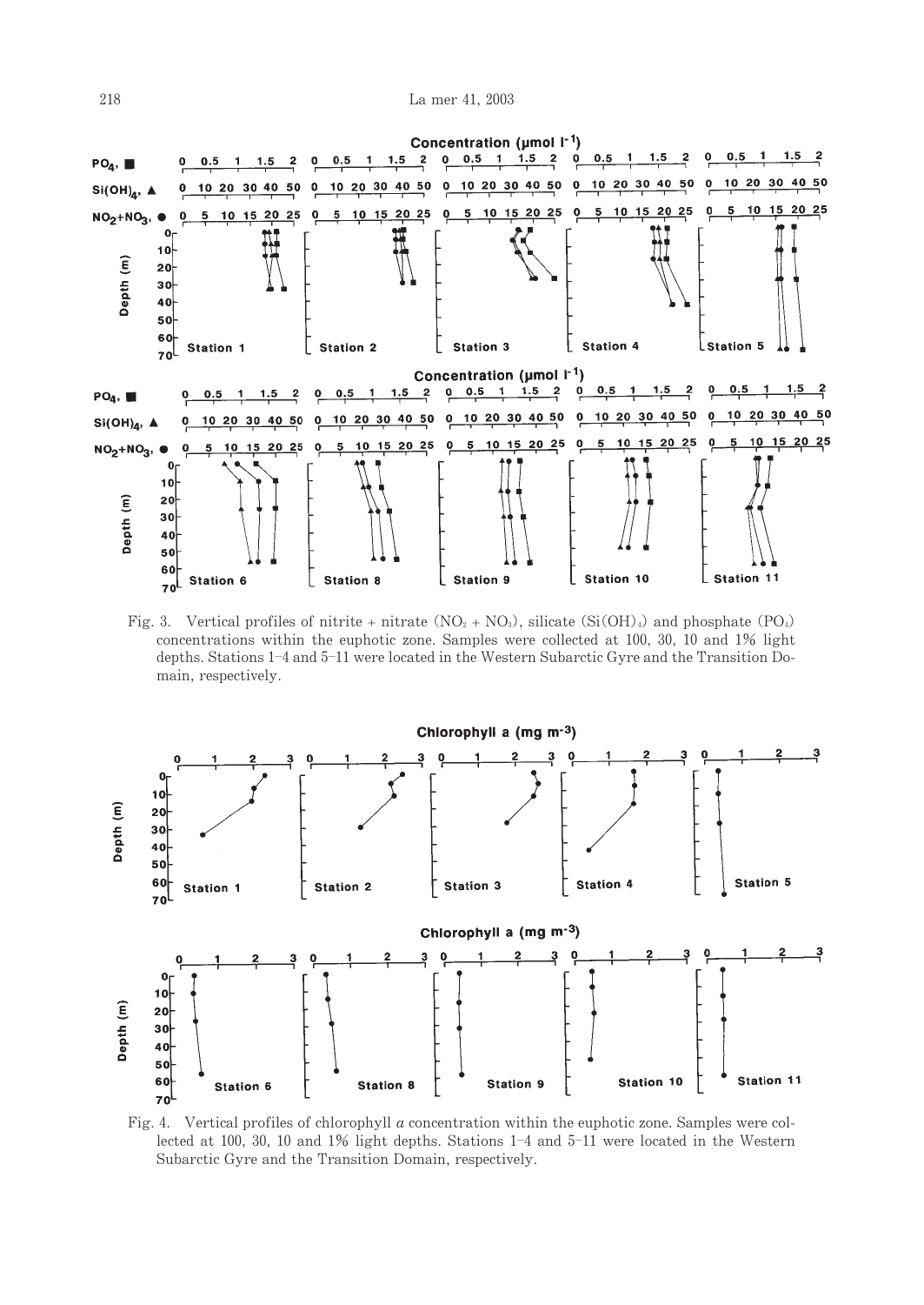Fig. 3. Vertical profiles of nitrite + nitrate ($NO_2$ + $NO_3$), silicate ($Si(OH)_4$) and phosphate ($PO_4$) concentrations within the euphotic zone. Samples were collected at 100, 30, 10 and 1% light depths. Stations 1–4 and 5–11 were located in the Western Subarctic Gyre and the Transition Domain, respectively.

Fig. 4. Vertical profiles of chlorophyll *a* concentration within the euphotic zone. Samples were collected at 100, 30, 10 and 1% light depths. Stations 1–4 and 5–11 were located in the Western Subarctic Gyre and the Transition Domain, respectively.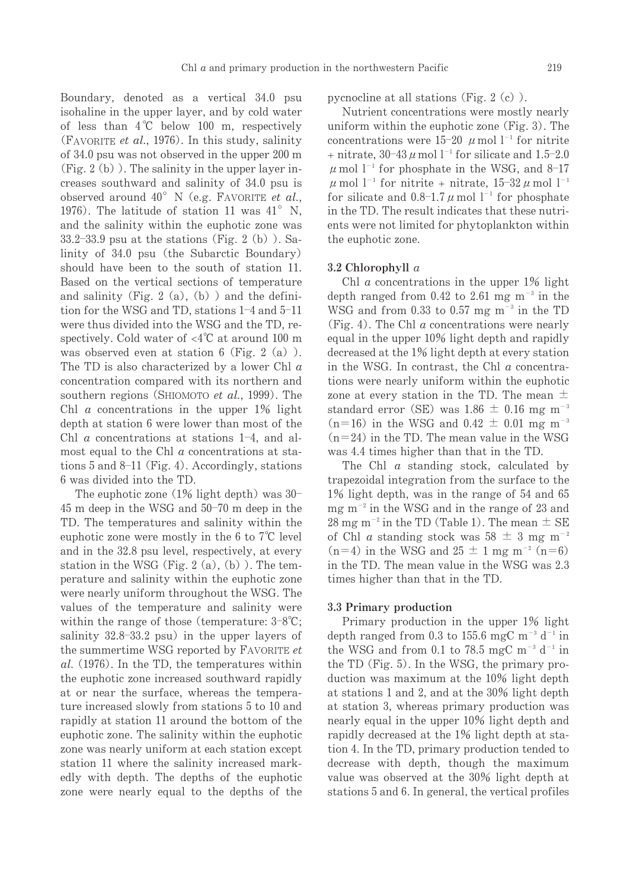Boundary, denoted as a vertical 34.0 psu isohaline in the upper layer, and by cold water of less than 4℃ below 100 m, respectively (FAVORITE *et al.*, 1976). In this study, salinity of 34.0 psu was not observed in the upper 200 m (Fig. 2 (b) ). The salinity in the upper layer increases southward and salinity of 34.0 psu is observed around 40° N (e.g. FAVORITE *et al.*, 1976). The latitude of station 11 was 41° N, and the salinity within the euphotic zone was 33.2–33.9 psu at the stations (Fig. 2 (b) ). Salinity of 34.0 psu (the Subarctic Boundary) should have been to the south of station 11. Based on the vertical sections of temperature and salinity (Fig. 2 (a), (b) ) and the definition for the WSG and TD, stations 1–4 and 5–11 were thus divided into the WSG and the TD, respectively. Cold water of <4℃ at around 100 m was observed even at station 6 (Fig. 2 (a) ). The TD is also characterized by a lower Chl *a* concentration compared with its northern and southern regions (SHIOMOTO *et al.*, 1999). The Chl *a* concentrations in the upper 1% light depth at station 6 were lower than most of the Chl *a* concentrations at stations 1–4, and almost equal to the Chl *a* concentrations at stations 5 and 8–11 (Fig. 4). Accordingly, stations 6 was divided into the TD.

The euphotic zone (1% light depth) was 30–45 m deep in the WSG and 50–70 m deep in the TD. The temperatures and salinity within the euphotic zone were mostly in the 6 to 7℃ level and in the 32.8 psu level, respectively, at every station in the WSG (Fig. 2 (a), (b) ). The temperature and salinity within the euphotic zone were nearly uniform throughout the WSG. The values of the temperature and salinity were within the range of those (temperature: 3–8℃; salinity 32.8–33.2 psu) in the upper layers of the summertime WSG reported by FAVORITE *et al.* (1976). In the TD, the temperatures within the euphotic zone increased southward rapidly at or near the surface, whereas the temperature increased slowly from stations 5 to 10 and rapidly at station 11 around the bottom of the euphotic zone. The salinity within the euphotic zone was nearly uniform at each station except station 11 where the salinity increased markedly with depth. The depths of the euphotic zone were nearly equal to the depths of the pycnocline at all stations (Fig. 2 (c) ).

Nutrient concentrations were mostly nearly uniform within the euphotic zone (Fig. 3). The concentrations were 15–20 $\mu$mol l$^{-1}$ for nitrite + nitrate, 30–43 $\mu$mol l$^{-1}$ for silicate and 1.5–2.0 $\mu$mol l$^{-1}$ for phosphate in the WSG, and 8–17 $\mu$mol l$^{-1}$ for nitrite + nitrate, 15–32 $\mu$mol l$^{-1}$ for silicate and 0.8–1.7 $\mu$mol l$^{-1}$ for phosphate in the TD. The result indicates that these nutrients were not limited for phytoplankton within the euphotic zone.

### 3.2 Chlorophyll *a*

Chl *a* concentrations in the upper 1% light depth ranged from 0.42 to 2.61 mg m$^{-3}$ in the WSG and from 0.33 to 0.57 mg m$^{-3}$ in the TD (Fig. 4). The Chl *a* concentrations were nearly equal in the upper 10% light depth and rapidly decreased at the 1% light depth at every station in the WSG. In contrast, the Chl *a* concentrations were nearly uniform within the euphotic zone at every station in the TD. The mean ± standard error (SE) was 1.86 ± 0.16 mg m$^{-3}$ (n=16) in the WSG and 0.42 ± 0.01 mg m$^{-3}$ (n=24) in the TD. The mean value in the WSG was 4.4 times higher than that in the TD.

The Chl *a* standing stock, calculated by trapezoidal integration from the surface to the 1% light depth, was in the range of 54 and 65 mg m$^{-2}$ in the WSG and in the range of 23 and 28 mg m$^{-2}$ in the TD (Table 1). The mean ± SE of Chl *a* standing stock was 58 ± 3 mg m$^{-2}$ (n=4) in the WSG and 25 ± 1 mg m$^{-2}$ (n=6) in the TD. The mean value in the WSG was 2.3 times higher than that in the TD.

### 3.3 Primary production

Primary production in the upper 1% light depth ranged from 0.3 to 155.6 mgC m$^{-3}$ d$^{-1}$ in the WSG and from 0.1 to 78.5 mgC m$^{-3}$ d$^{-1}$ in the TD (Fig. 5). In the WSG, the primary production was maximum at the 10% light depth at stations 1 and 2, and at the 30% light depth at station 3, whereas primary production was nearly equal in the upper 10% light depth and rapidly decreased at the 1% light depth at station 4. In the TD, primary production tended to decrease with depth, though the maximum value was observed at the 30% light depth at stations 5 and 6. In general, the vertical profiles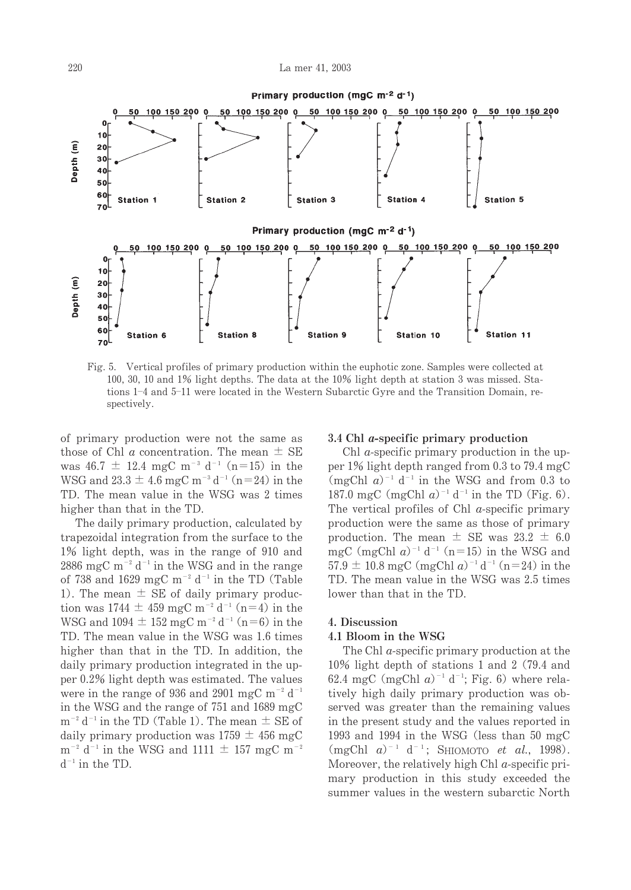Fig. 5. Vertical profiles of primary production within the euphotic zone. Samples were collected at 100, 30, 10 and 1% light depths. The data at the 10% light depth at station 3 was missed. Stations 1–4 and 5–11 were located in the Western Subarctic Gyre and the Transition Domain, respectively.

of primary production were not the same as those of Chl *a* concentration. The mean ± SE was 46.7 ± 12.4 mgC $m^{-3}$ $d^{-1}$ (n=15) in the WSG and 23.3 ± 4.6 mgC $m^{-3}$ $d^{-1}$ (n=24) in the TD. The mean value in the WSG was 2 times higher than that in the TD.

The daily primary production, calculated by trapezoidal integration from the surface to the 1% light depth, was in the range of 910 and 2886 mgC $m^{-2}$ $d^{-1}$ in the WSG and in the range of 738 and 1629 mgC $m^{-2}$ $d^{-1}$ in the TD (Table 1). The mean ± SE of daily primary production was 1744 ± 459 mgC $m^{-2}$ $d^{-1}$ (n=4) in the WSG and 1094 ± 152 mgC $m^{-2}$ $d^{-1}$ (n=6) in the TD. The mean value in the WSG was 1.6 times higher than that in the TD. In addition, the daily primary production integrated in the upper 0.2% light depth was estimated. The values were in the range of 936 and 2901 mgC $m^{-2}$ $d^{-1}$ in the WSG and the range of 751 and 1689 mgC $m^{-2}$ $d^{-1}$ in the TD (Table 1). The mean ± SE of daily primary production was 1759 ± 456 mgC $m^{-2}$ $d^{-1}$ in the WSG and 1111 ± 157 mgC $m^{-2}$ $d^{-1}$ in the TD.

### 3.4 Chl *a*-specific primary production

Chl *a*-specific primary production in the upper 1% light depth ranged from 0.3 to 79.4 mgC (mgChl *a*)$^{-1}$ $d^{-1}$ in the WSG and from 0.3 to 187.0 mgC (mgChl *a*)$^{-1}$ $d^{-1}$ in the TD (Fig. 6). The vertical profiles of Chl *a*-specific primary production were the same as those of primary production. The mean ± SE was 23.2 ± 6.0 mgC (mgChl *a*)$^{-1}$ $d^{-1}$ (n=15) in the WSG and 57.9 ± 10.8 mgC (mgChl *a*)$^{-1}$ $d^{-1}$ (n=24) in the TD. The mean value in the WSG was 2.5 times lower than that in the TD.

## 4. Discussion

### 4.1 Bloom in the WSG

The Chl *a*-specific primary production at the 10% light depth of stations 1 and 2 (79.4 and 62.4 mgC (mgChl *a*)$^{-1}$ $d^{-1}$; Fig. 6) where relatively high daily primary production was observed was greater than the remaining values in the present study and the values reported in 1993 and 1994 in the WSG (less than 50 mgC (mgChl *a*)$^{-1}$ $d^{-1}$; Shiomoto *et al.*, 1998). Moreover, the relatively high Chl *a*-specific primary production in this study exceeded the summer values in the western subarctic North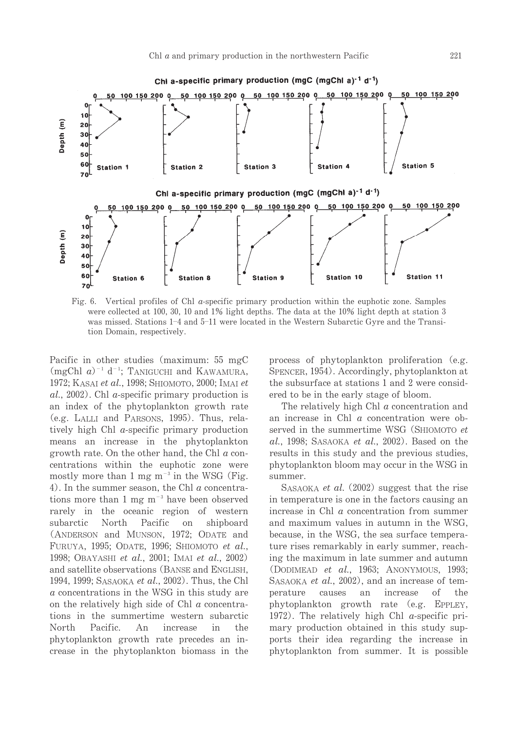Fig. 6. Vertical profiles of Chl *a*-specific primary production within the euphotic zone. Samples were collected at 100, 30, 10 and 1% light depths. The data at the 10% light depth at station 3 was missed. Stations 1–4 and 5–11 were located in the Western Subarctic Gyre and the Transition Domain, respectively.

Pacific in other studies (maximum: 55 mgC $(\text{mgChl } a)^{-1}$ $\text{d}^{-1}$; TANIGUCHI and KAWAMURA, 1972; KASAI *et al.*, 1998; SHIOMOTO, 2000; IMAI *et al.*, 2002). Chl *a*-specific primary production is an index of the phytoplankton growth rate (e.g. LALLI and PARSONS, 1995). Thus, relatively high Chl *a*-specific primary production means an increase in the phytoplankton growth rate. On the other hand, the Chl *a* concentrations within the euphotic zone were mostly more than 1 mg $\text{m}^{-3}$ in the WSG (Fig. 4). In the summer season, the Chl *a* concentrations more than 1 mg $\text{m}^{-3}$ have been observed rarely in the oceanic region of western subarctic North Pacific on shipboard (ANDERSON and MUNSON, 1972; ODATE and FURUYA, 1995; ODATE, 1996; SHIOMOTO *et al.*, 1998; OBAYASHI *et al.*, 2001; IMAI *et al.*, 2002) and satellite observations (BANSE and ENGLISH, 1994, 1999; SASAOKA *et al.*, 2002). Thus, the Chl *a* concentrations in the WSG in this study are on the relatively high side of Chl *a* concentrations in the summertime western subarctic North Pacific. An increase in the phytoplankton growth rate precedes an increase in the phytoplankton biomass in the process of phytoplankton proliferation (e.g. SPENCER, 1954). Accordingly, phytoplankton at the subsurface at stations 1 and 2 were considered to be in the early stage of bloom.

The relatively high Chl *a* concentration and an increase in Chl *a* concentration were observed in the summertime WSG (SHIOMOTO *et al.*, 1998; SASAOKA *et al.*, 2002). Based on the results in this study and the previous studies, phytoplankton bloom may occur in the WSG in summer.

SASAOKA *et al.* (2002) suggest that the rise in temperature is one in the factors causing an increase in Chl *a* concentration from summer and maximum values in autumn in the WSG, because, in the WSG, the sea surface temperature rises remarkably in early summer, reaching the maximum in late summer and autumn (DODIMEAD *et al.*, 1963; ANONYMOUS, 1993; SASAOKA *et al.*, 2002), and an increase of temperature causes an increase of the phytoplankton growth rate (e.g. EPPLEY, 1972). The relatively high Chl *a*-specific primary production obtained in this study supports their idea regarding the increase in phytoplankton from summer. It is possible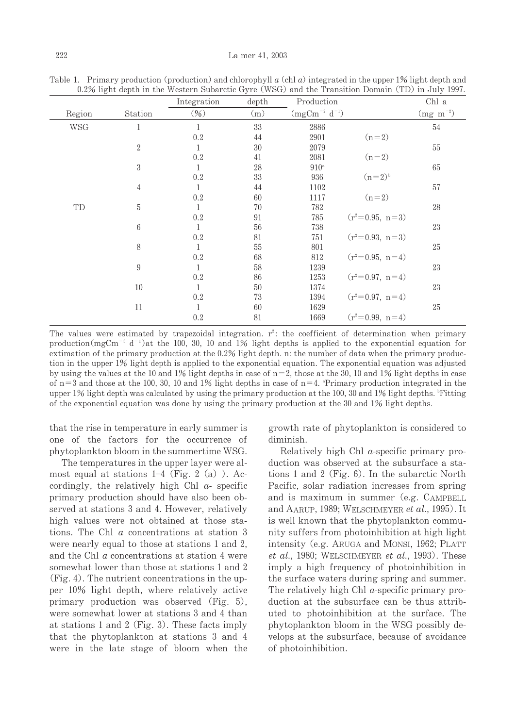Table 1. Primary production (production) and chlorophyll *a* (chl *a*) integrated in the upper 1% light depth and 0.2% light depth in the Western Subarctic Gyre (WSG) and the Transition Domain (TD) in July 1997.

| Region | Station | Integration (%) | depth (m) | Production ($mgCm^{-2}\ d^{-1}$) | | Chl a ($mg\ m^{-2}$) |
|---|---|---|---|---|---|---|
| WSG | 1 | 1 | 33 | 2886 | | 54 |
| | | 0.2 | 44 | 2901 | (n=2) | |
| | 2 | 1 | 30 | 2079 | | 55 |
| | | 0.2 | 41 | 2081 | (n=2) | |
| | 3 | 1 | 28 | 910[a] | | 65 |
| | | 0.2 | 33 | 936 | (n=2)[b] | |
| | 4 | 1 | 44 | 1102 | | 57 |
| | | 0.2 | 60 | 1117 | (n=2) | |
| TD | 5 | 1 | 70 | 782 | | 28 |
| | | 0.2 | 91 | 785 | ($r^2$=0.95, n=3) | |
| | 6 | 1 | 56 | 738 | | 23 |
| | | 0.2 | 81 | 751 | ($r^2$=0.93, n=3) | |
| | 8 | 1 | 55 | 801 | | 25 |
| | | 0.2 | 68 | 812 | ($r^2$=0.95, n=4) | |
| | 9 | 1 | 58 | 1239 | | 23 |
| | | 0.2 | 86 | 1253 | ($r^2$=0.97, n=4) | |
| | 10 | 1 | 50 | 1374 | | 23 |
| | | 0.2 | 73 | 1394 | ($r^2$=0.97, n=4) | |
| | 11 | 1 | 60 | 1629 | | 25 |
| | | 0.2 | 81 | 1669 | ($r^2$=0.99, n=4) | |

The values were estimated by trapezoidal integration. $r^2$: the coefficient of determination when primary production ($mgCm^{-3}\ d^{-1}$) at the 100, 30, 10 and 1% light depths is applied to the exponential equation for extimation of the primary production at the 0.2% light depth. n: the number of data when the primary production in the upper 1% light depth is applied to the exponential equation. The exponential equation was adjusted by using the values at the 10 and 1% light depths in case of n=2, those at the 30, 10 and 1% light depths in case of n=3 and those at the 100, 30, 10 and 1% light depths in case of n=4. [a]Primary production integrated in the upper 1% light depth was calculated by using the primary production at the 100, 30 and 1% light depths. [b]Fitting of the exponential equation was done by using the primary production at the 30 and 1% light depths.

that the rise in temperature in early summer is one of the factors for the occurrence of phytoplankton bloom in the summertime WSG.

The temperatures in the upper layer were almost equal at stations 1–4 (Fig. 2 (a)). Accordingly, the relatively high Chl *a*- specific primary production should have also been observed at stations 3 and 4. However, relatively high values were not obtained at those stations. The Chl *a* concentrations at station 3 were nearly equal to those at stations 1 and 2, and the Chl *a* concentrations at station 4 were somewhat lower than those at stations 1 and 2 (Fig. 4). The nutrient concentrations in the upper 10% light depth, where relatively active primary production was observed (Fig. 5), were somewhat lower at stations 3 and 4 than at stations 1 and 2 (Fig. 3). These facts imply that the phytoplankton at stations 3 and 4 were in the late stage of bloom when the growth rate of phytoplankton is considered to diminish.

Relatively high Chl *a*-specific primary production was observed at the subsurface a stations 1 and 2 (Fig. 6). In the subarctic North Pacific, solar radiation increases from spring and is maximum in summer (e.g. CAMPBELL and AARUP, 1989; WELSCHMEYER *et al.*, 1995). It is well known that the phytoplankton community suffers from photoinhibition at high light intensity (e.g. ARUGA and MONSI, 1962; PLATT *et al.*, 1980; WELSCHMEYER *et al.*, 1993). These imply a high frequency of photoinhibition in the surface waters during spring and summer. The relatively high Chl *a*-specific primary production at the subsurface can be thus attributed to photoinhibition at the surface. The phytoplankton bloom in the WSG possibly develops at the subsurface, because of avoidance of photoinhibition.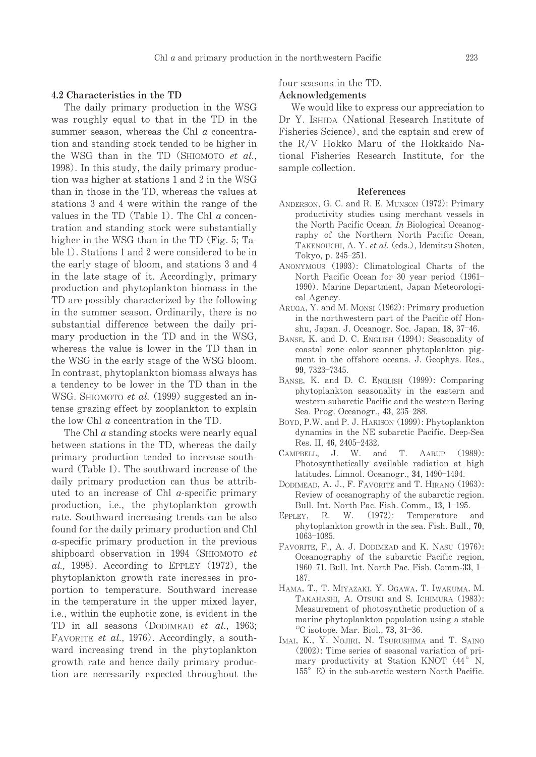### 4.2 Characteristics in the TD

The daily primary production in the WSG was roughly equal to that in the TD in the summer season, whereas the Chl *a* concentration and standing stock tended to be higher in the WSG than in the TD (SHIOMOTO *et al.*, 1998). In this study, the daily primary production was higher at stations 1 and 2 in the WSG than in those in the TD, whereas the values at stations 3 and 4 were within the range of the values in the TD (Table 1). The Chl *a* concentration and standing stock were substantially higher in the WSG than in the TD (Fig. 5; Table 1). Stations 1 and 2 were considered to be in the early stage of bloom, and stations 3 and 4 in the late stage of it. Accordingly, primary production and phytoplankton biomass in the TD are possibly characterized by the following in the summer season. Ordinarily, there is no substantial difference between the daily primary production in the TD and in the WSG, whereas the value is lower in the TD than in the WSG in the early stage of the WSG bloom. In contrast, phytoplankton biomass always has a tendency to be lower in the TD than in the WSG. SHIOMOTO *et al.* (1999) suggested an intense grazing effect by zooplankton to explain the low Chl *a* concentration in the TD.

The Chl *a* standing stocks were nearly equal between stations in the TD, whereas the daily primary production tended to increase southward (Table 1). The southward increase of the daily primary production can thus be attributed to an increase of Chl *a*-specific primary production, i.e., the phytoplankton growth rate. Southward increasing trends can be also found for the daily primary production and Chl *a*-specific primary production in the previous shipboard observation in 1994 (SHIOMOTO *et al.,* 1998). According to EPPLEY (1972), the phytoplankton growth rate increases in proportion to temperature. Southward increase in the temperature in the upper mixed layer, i.e., within the euphotic zone, is evident in the TD in all seasons (DODIMEAD *et al.*, 1963; FAVORITE *et al.*, 1976). Accordingly, a southward increasing trend in the phytoplankton growth rate and hence daily primary production are necessarily expected throughout the four seasons in the TD.

### Acknowledgements

We would like to express our appreciation to Dr Y. ISHIDA (National Research Institute of Fisheries Science), and the captain and crew of the R/V Hokko Maru of the Hokkaido National Fisheries Research Institute, for the sample collection.

### References

ANDERSON, G. C. and R. E. MUNSON (1972): Primary productivity studies using merchant vessels in the North Pacific Ocean. *In* Biological Oceanography of the Northern North Pacific Ocean, TAKENOUCHI, A. Y. *et al.* (eds.), Idemitsu Shoten, Tokyo, p. 245–251.

ANONYMOUS (1993): Climatological Charts of the North Pacific Ocean for 30 year period (1961–1990). Marine Department, Japan Meteorological Agency.

ARUGA, Y. and M. MONSI (1962): Primary production in the northwestern part of the Pacific off Honshu, Japan. J. Oceanogr. Soc. Japan, **18**, 37–46.

BANSE, K. and D. C. ENGLISH (1994): Seasonality of coastal zone color scanner phytoplankton pigment in the offshore oceans. J. Geophys. Res., **99**, 7323–7345.

BANSE, K. and D. C. ENGLISH (1999): Comparing phytoplankton seasonality in the eastern and western subarctic Pacific and the western Bering Sea. Prog. Oceanogr., **43**, 235–288.

BOYD, P.W. and P. J. HARISON (1999): Phytoplankton dynamics in the NE subarctic Pacific. Deep-Sea Res. II, **46**, 2405–2432.

CAMPBELL, J. W. and T. AARUP (1989): Photosynthetically available radiation at high latitudes. Limnol. Oceanogr., **34**, 1490–1494.

DODIMEAD, A. J., F. FAVORITE and T. HIRANO (1963): Review of oceanography of the subarctic region. Bull. Int. North Pac. Fish. Comm., **13**, 1–195.

EPPLEY, R. W. (1972): Temperature and phytoplankton growth in the sea. Fish. Bull., **70**, 1063–1085.

FAVORITE, F., A. J. DODIMEAD and K. NASU (1976): Oceanography of the subarctic Pacific region, 1960–71. Bull. Int. North Pac. Fish. Comm-**33**, 1–187.

HAMA, T., T. MIYAZAKI, Y. OGAWA, T. IWAKUMA, M. TAKAHASHI, A. OTSUKI and S. ICHIMURA (1983): Measurement of photosynthetic production of a marine phytoplankton population using a stable $^{13}C$ isotope. Mar. Biol., **73**, 31–36.

IMAI, K., Y. NOJIRI, N. TSURUSHIMA and T. SAINO (2002): Time series of seasonal variation of primary productivity at Station KNOT (44° N, 155° E) in the sub-arctic western North Pacific.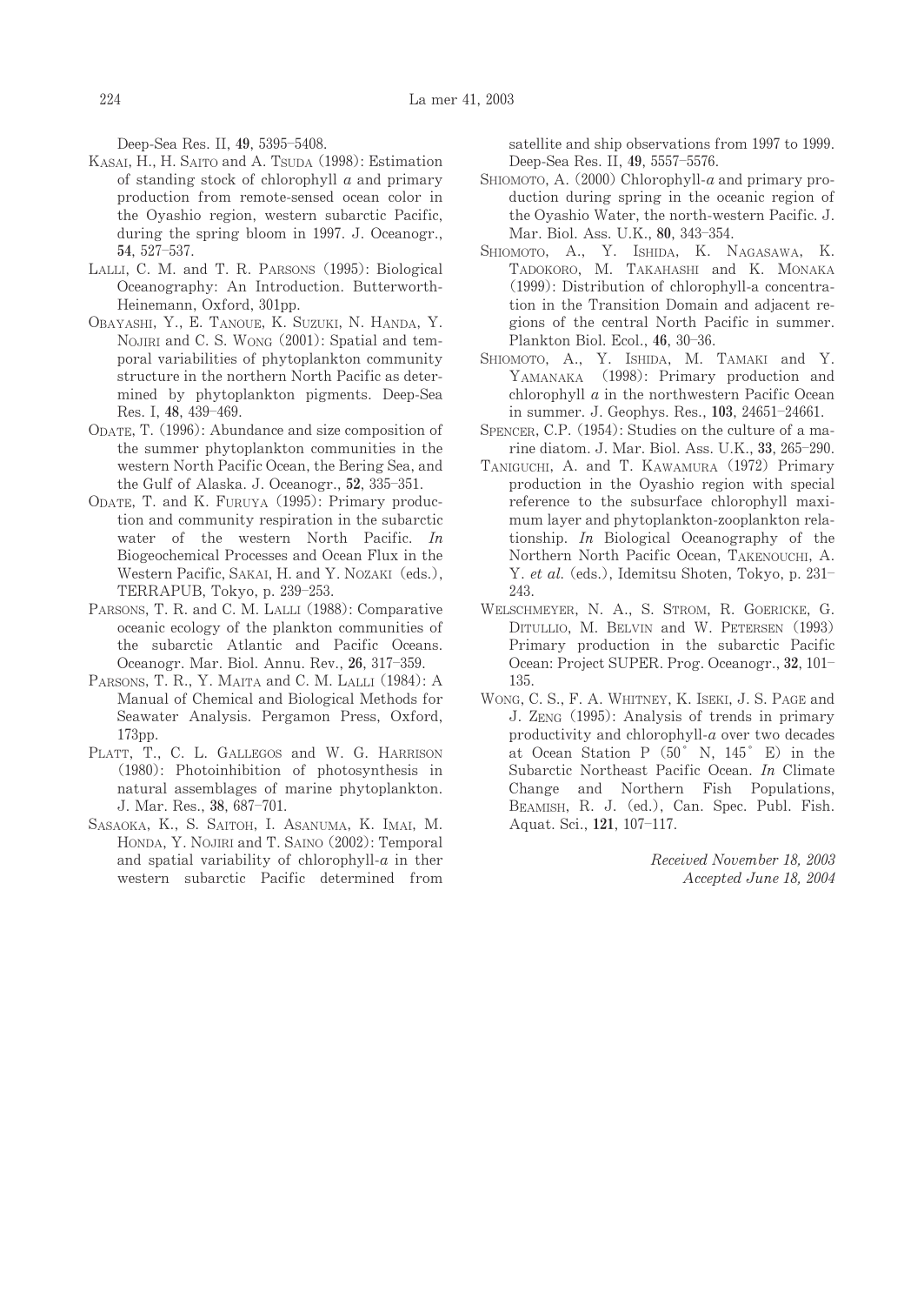Deep-Sea Res. II, **49**, 5395–5408.

KASAI, H., H. SAITO and A. TSUDA (1998): Estimation of standing stock of chlorophyll *a* and primary production from remote-sensed ocean color in the Oyashio region, western subarctic Pacific, during the spring bloom in 1997. J. Oceanogr., **54**, 527–537.

LALLI, C. M. and T. R. PARSONS (1995): Biological Oceanography: An Introduction. Butterworth-Heinemann, Oxford, 301pp.

OBAYASHI, Y., E. TANOUE, K. SUZUKI, N. HANDA, Y. NOJIRI and C. S. WONG (2001): Spatial and temporal variabilities of phytoplankton community structure in the northern North Pacific as determined by phytoplankton pigments. Deep-Sea Res. I, **48**, 439–469.

ODATE, T. (1996): Abundance and size composition of the summer phytoplankton communities in the western North Pacific Ocean, the Bering Sea, and the Gulf of Alaska. J. Oceanogr., **52**, 335–351.

ODATE, T. and K. FURUYA (1995): Primary production and community respiration in the subarctic water of the western North Pacific. *In* Biogeochemical Processes and Ocean Flux in the Western Pacific, SAKAI, H. and Y. NOZAKI (eds.), TERRAPUB, Tokyo, p. 239–253.

PARSONS, T. R. and C. M. LALLI (1988): Comparative oceanic ecology of the plankton communities of the subarctic Atlantic and Pacific Oceans. Oceanogr. Mar. Biol. Annu. Rev., **26**, 317–359.

PARSONS, T. R., Y. MAITA and C. M. LALLI (1984): A Manual of Chemical and Biological Methods for Seawater Analysis. Pergamon Press, Oxford, 173pp.

PLATT, T., C. L. GALLEGOS and W. G. HARRISON (1980): Photoinhibition of photosynthesis in natural assemblages of marine phytoplankton. J. Mar. Res., **38**, 687–701.

SASAOKA, K., S. SAITOH, I. ASANUMA, K. IMAI, M. HONDA, Y. NOJIRI and T. SAINO (2002): Temporal and spatial variability of chlorophyll-*a* in ther western subarctic Pacific determined from satellite and ship observations from 1997 to 1999. Deep-Sea Res. II, **49**, 5557–5576.

SHIOMOTO, A. (2000) Chlorophyll-*a* and primary production during spring in the oceanic region of the Oyashio Water, the north-western Pacific. J. Mar. Biol. Ass. U.K., **80**, 343–354.

SHIOMOTO, A., Y. ISHIDA, K. NAGASAWA, K. TADOKORO, M. TAKAHASHI and K. MONAKA (1999): Distribution of chlorophyll-a concentration in the Transition Domain and adjacent regions of the central North Pacific in summer. Plankton Biol. Ecol., **46**, 30–36.

SHIOMOTO, A., Y. ISHIDA, M. TAMAKI and Y. YAMANAKA (1998): Primary production and chlorophyll *a* in the northwestern Pacific Ocean in summer. J. Geophys. Res., **103**, 24651–24661.

SPENCER, C.P. (1954): Studies on the culture of a marine diatom. J. Mar. Biol. Ass. U.K., **33**, 265–290.

TANIGUCHI, A. and T. KAWAMURA (1972) Primary production in the Oyashio region with special reference to the subsurface chlorophyll maximum layer and phytoplankton-zooplankton relationship. *In* Biological Oceanography of the Northern North Pacific Ocean, TAKENOUCHI, A. Y. *et al.* (eds.), Idemitsu Shoten, Tokyo, p. 231–243.

WELSCHMEYER, N. A., S. STROM, R. GOERICKE, G. DITULLIO, M. BELVIN and W. PETERSEN (1993) Primary production in the subarctic Pacific Ocean: Project SUPER. Prog. Oceanogr., **32**, 101–135.

WONG, C. S., F. A. WHITNEY, K. ISEKI, J. S. PAGE and J. ZENG (1995): Analysis of trends in primary productivity and chlorophyll-*a* over two decades at Ocean Station P (50° N, 145° E) in the Subarctic Northeast Pacific Ocean. *In* Climate Change and Northern Fish Populations, BEAMISH, R. J. (ed.), Can. Spec. Publ. Fish. Aquat. Sci., **121**, 107–117.

*Received November 18, 2003*
*Accepted June 18, 2004*